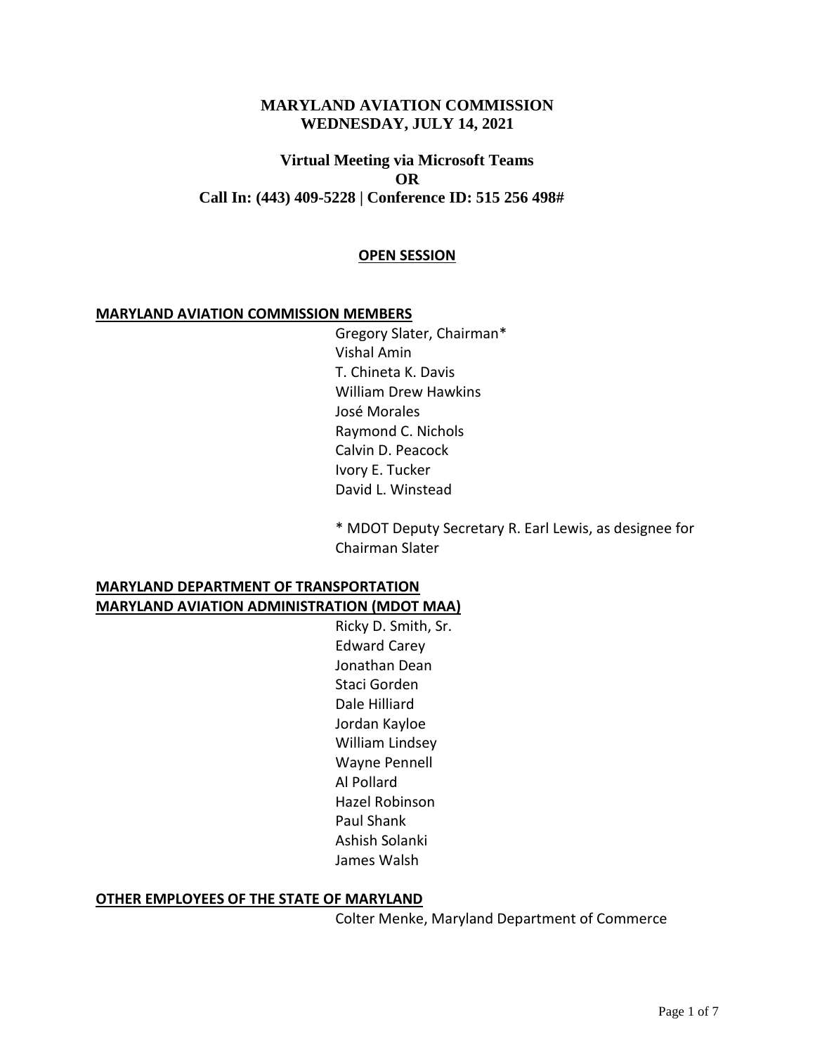# MARYLAND AVIATION COMMISSION
## WEDNESDAY, JULY 14, 2021

### Virtual Meeting via Microsoft Teams
### OR
### Call In: (443) 409-5228 | Conference ID: 515 256 498#

**OPEN SESSION**

**MARYLAND AVIATION COMMISSION MEMBERS**

Gregory Slater, Chairman*
Vishal Amin
T. Chineta K. Davis
William Drew Hawkins
José Morales
Raymond C. Nichols
Calvin D. Peacock
Ivory E. Tucker
David L. Winstead

* MDOT Deputy Secretary R. Earl Lewis, as designee for Chairman Slater

**MARYLAND DEPARTMENT OF TRANSPORTATION**
**MARYLAND AVIATION ADMINISTRATION (MDOT MAA)**

Ricky D. Smith, Sr.
Edward Carey
Jonathan Dean
Staci Gorden
Dale Hilliard
Jordan Kayloe
William Lindsey
Wayne Pennell
Al Pollard
Hazel Robinson
Paul Shank
Ashish Solanki
James Walsh

**OTHER EMPLOYEES OF THE STATE OF MARYLAND**

Colter Menke, Maryland Department of Commerce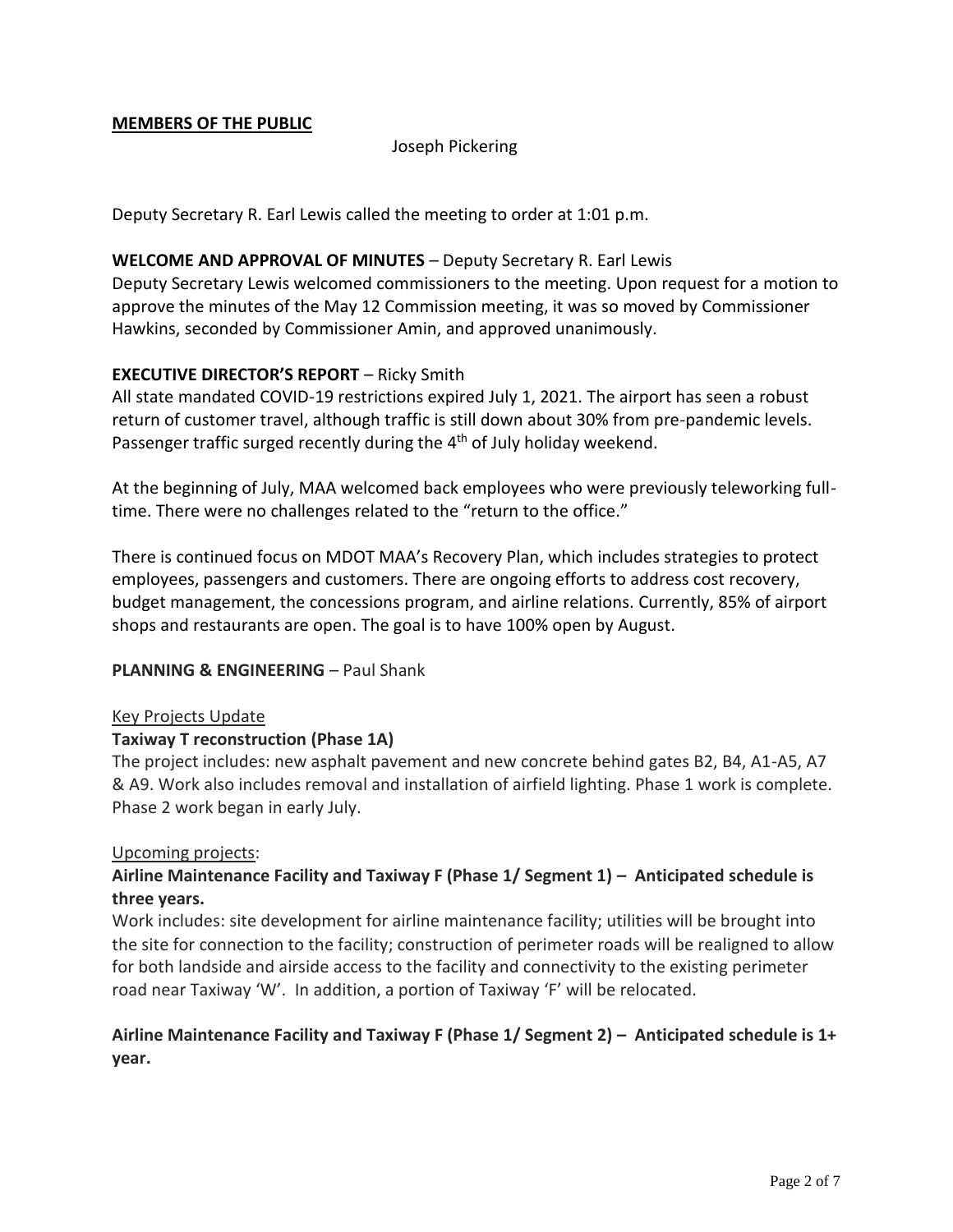**MEMBERS OF THE PUBLIC**

Joseph Pickering

Deputy Secretary R. Earl Lewis called the meeting to order at 1:01 p.m.

**WELCOME AND APPROVAL OF MINUTES** – Deputy Secretary R. Earl Lewis

Deputy Secretary Lewis welcomed commissioners to the meeting. Upon request for a motion to approve the minutes of the May 12 Commission meeting, it was so moved by Commissioner Hawkins, seconded by Commissioner Amin, and approved unanimously.

**EXECUTIVE DIRECTOR'S REPORT** – Ricky Smith

All state mandated COVID-19 restrictions expired July 1, 2021. The airport has seen a robust return of customer travel, although traffic is still down about 30% from pre-pandemic levels. Passenger traffic surged recently during the 4th of July holiday weekend.

At the beginning of July, MAA welcomed back employees who were previously teleworking full-time. There were no challenges related to the "return to the office."

There is continued focus on MDOT MAA's Recovery Plan, which includes strategies to protect employees, passengers and customers. There are ongoing efforts to address cost recovery, budget management, the concessions program, and airline relations. Currently, 85% of airport shops and restaurants are open. The goal is to have 100% open by August.

**PLANNING & ENGINEERING** – Paul Shank

Key Projects Update

**Taxiway T reconstruction (Phase 1A)**

The project includes: new asphalt pavement and new concrete behind gates B2, B4, A1-A5, A7 & A9. Work also includes removal and installation of airfield lighting. Phase 1 work is complete. Phase 2 work began in early July.

Upcoming projects:

**Airline Maintenance Facility and Taxiway F (Phase 1/ Segment 1) – Anticipated schedule is three years.**

Work includes: site development for airline maintenance facility; utilities will be brought into the site for connection to the facility; construction of perimeter roads will be realigned to allow for both landside and airside access to the facility and connectivity to the existing perimeter road near Taxiway 'W'. In addition, a portion of Taxiway 'F' will be relocated.

**Airline Maintenance Facility and Taxiway F (Phase 1/ Segment 2) – Anticipated schedule is 1+ year.**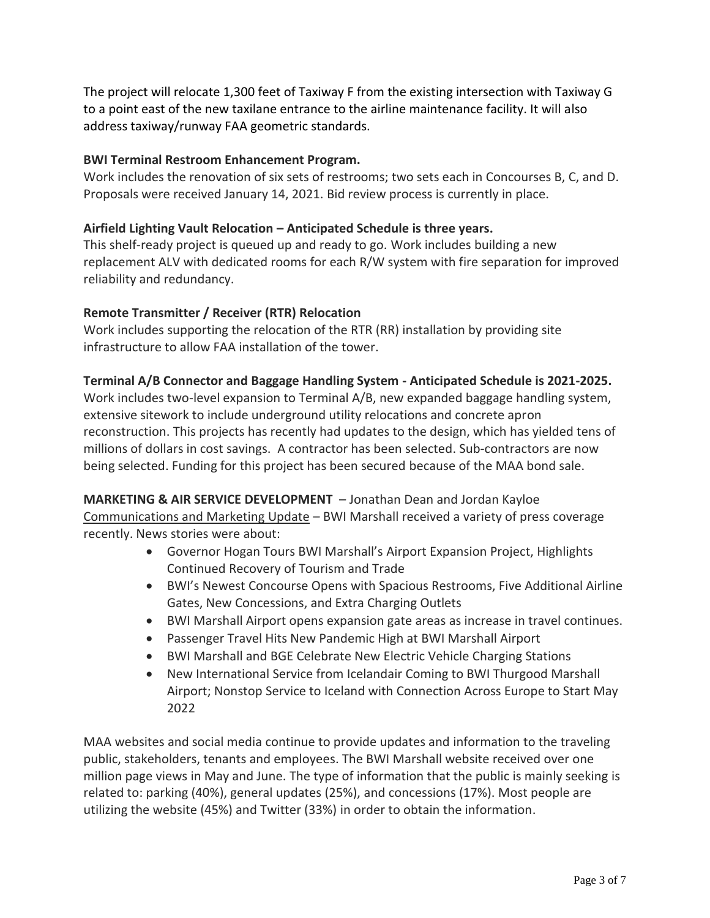The project will relocate 1,300 feet of Taxiway F from the existing intersection with Taxiway G to a point east of the new taxilane entrance to the airline maintenance facility. It will also address taxiway/runway FAA geometric standards.

**BWI Terminal Restroom Enhancement Program.**

Work includes the renovation of six sets of restrooms; two sets each in Concourses B, C, and D. Proposals were received January 14, 2021. Bid review process is currently in place.

**Airfield Lighting Vault Relocation – Anticipated Schedule is three years.**

This shelf-ready project is queued up and ready to go. Work includes building a new replacement ALV with dedicated rooms for each R/W system with fire separation for improved reliability and redundancy.

**Remote Transmitter / Receiver (RTR) Relocation**

Work includes supporting the relocation of the RTR (RR) installation by providing site infrastructure to allow FAA installation of the tower.

**Terminal A/B Connector and Baggage Handling System - Anticipated Schedule is 2021-2025.**

Work includes two-level expansion to Terminal A/B, new expanded baggage handling system, extensive sitework to include underground utility relocations and concrete apron reconstruction. This projects has recently had updates to the design, which has yielded tens of millions of dollars in cost savings. A contractor has been selected. Sub-contractors are now being selected. Funding for this project has been secured because of the MAA bond sale.

**MARKETING & AIR SERVICE DEVELOPMENT** – Jonathan Dean and Jordan Kayloe

Communications and Marketing Update – BWI Marshall received a variety of press coverage recently. News stories were about:

- Governor Hogan Tours BWI Marshall's Airport Expansion Project, Highlights Continued Recovery of Tourism and Trade
- BWI's Newest Concourse Opens with Spacious Restrooms, Five Additional Airline Gates, New Concessions, and Extra Charging Outlets
- BWI Marshall Airport opens expansion gate areas as increase in travel continues.
- Passenger Travel Hits New Pandemic High at BWI Marshall Airport
- BWI Marshall and BGE Celebrate New Electric Vehicle Charging Stations
- New International Service from Icelandair Coming to BWI Thurgood Marshall Airport; Nonstop Service to Iceland with Connection Across Europe to Start May 2022

MAA websites and social media continue to provide updates and information to the traveling public, stakeholders, tenants and employees. The BWI Marshall website received over one million page views in May and June. The type of information that the public is mainly seeking is related to: parking (40%), general updates (25%), and concessions (17%). Most people are utilizing the website (45%) and Twitter (33%) in order to obtain the information.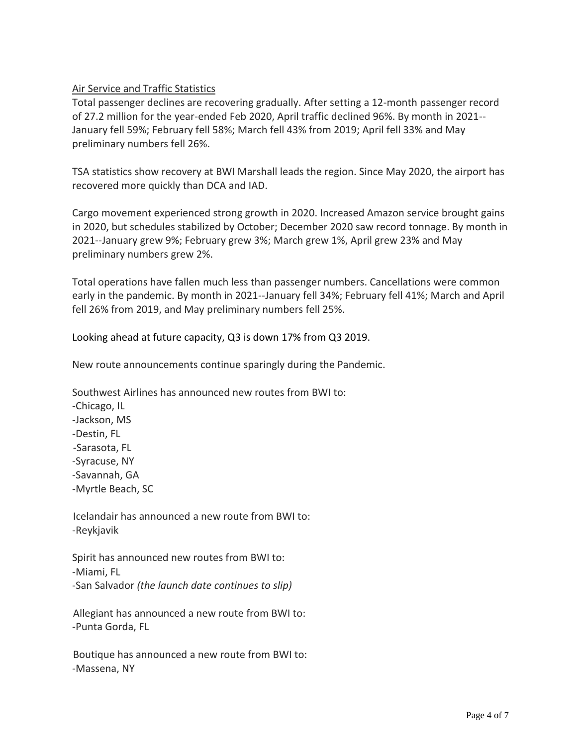<u>Air Service and Traffic Statistics</u>

Total passenger declines are recovering gradually. After setting a 12-month passenger record of 27.2 million for the year-ended Feb 2020, April traffic declined 96%. By month in 2021--January fell 59%; February fell 58%; March fell 43% from 2019; April fell 33% and May preliminary numbers fell 26%.

TSA statistics show recovery at BWI Marshall leads the region. Since May 2020, the airport has recovered more quickly than DCA and IAD.

Cargo movement experienced strong growth in 2020. Increased Amazon service brought gains in 2020, but schedules stabilized by October; December 2020 saw record tonnage. By month in 2021--January grew 9%; February grew 3%; March grew 1%, April grew 23% and May preliminary numbers grew 2%.

Total operations have fallen much less than passenger numbers. Cancellations were common early in the pandemic. By month in 2021--January fell 34%; February fell 41%; March and April fell 26% from 2019, and May preliminary numbers fell 25%.

Looking ahead at future capacity, Q3 is down 17% from Q3 2019.

New route announcements continue sparingly during the Pandemic.

Southwest Airlines has announced new routes from BWI to:
-Chicago, IL
-Jackson, MS
-Destin, FL
-Sarasota, FL
-Syracuse, NY
-Savannah, GA
-Myrtle Beach, SC

Icelandair has announced a new route from BWI to:
-Reykjavik

Spirit has announced new routes from BWI to:
-Miami, FL
-San Salvador *(the launch date continues to slip)*

Allegiant has announced a new route from BWI to:
-Punta Gorda, FL

Boutique has announced a new route from BWI to:
-Massena, NY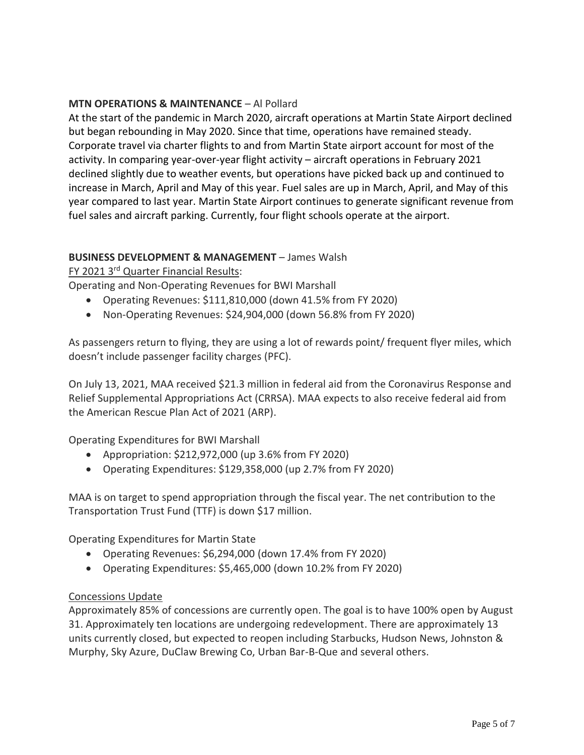**MTN OPERATIONS & MAINTENANCE** – Al Pollard

At the start of the pandemic in March 2020, aircraft operations at Martin State Airport declined but began rebounding in May 2020. Since that time, operations have remained steady. Corporate travel via charter flights to and from Martin State airport account for most of the activity. In comparing year-over-year flight activity – aircraft operations in February 2021 declined slightly due to weather events, but operations have picked back up and continued to increase in March, April and May of this year. Fuel sales are up in March, April, and May of this year compared to last year. Martin State Airport continues to generate significant revenue from fuel sales and aircraft parking. Currently, four flight schools operate at the airport.

**BUSINESS DEVELOPMENT & MANAGEMENT** – James Walsh

FY 2021 3rd Quarter Financial Results:

Operating and Non-Operating Revenues for BWI Marshall

- Operating Revenues: $111,810,000 (down 41.5% from FY 2020)
- Non-Operating Revenues: $24,904,000 (down 56.8% from FY 2020)

As passengers return to flying, they are using a lot of rewards point/ frequent flyer miles, which doesn't include passenger facility charges (PFC).

On July 13, 2021, MAA received $21.3 million in federal aid from the Coronavirus Response and Relief Supplemental Appropriations Act (CRRSA). MAA expects to also receive federal aid from the American Rescue Plan Act of 2021 (ARP).

Operating Expenditures for BWI Marshall

- Appropriation: $212,972,000 (up 3.6% from FY 2020)
- Operating Expenditures: $129,358,000 (up 2.7% from FY 2020)

MAA is on target to spend appropriation through the fiscal year. The net contribution to the Transportation Trust Fund (TTF) is down $17 million.

Operating Expenditures for Martin State

- Operating Revenues: $6,294,000 (down 17.4% from FY 2020)
- Operating Expenditures: $5,465,000 (down 10.2% from FY 2020)

Concessions Update

Approximately 85% of concessions are currently open. The goal is to have 100% open by August 31. Approximately ten locations are undergoing redevelopment. There are approximately 13 units currently closed, but expected to reopen including Starbucks, Hudson News, Johnston & Murphy, Sky Azure, DuClaw Brewing Co, Urban Bar-B-Que and several others.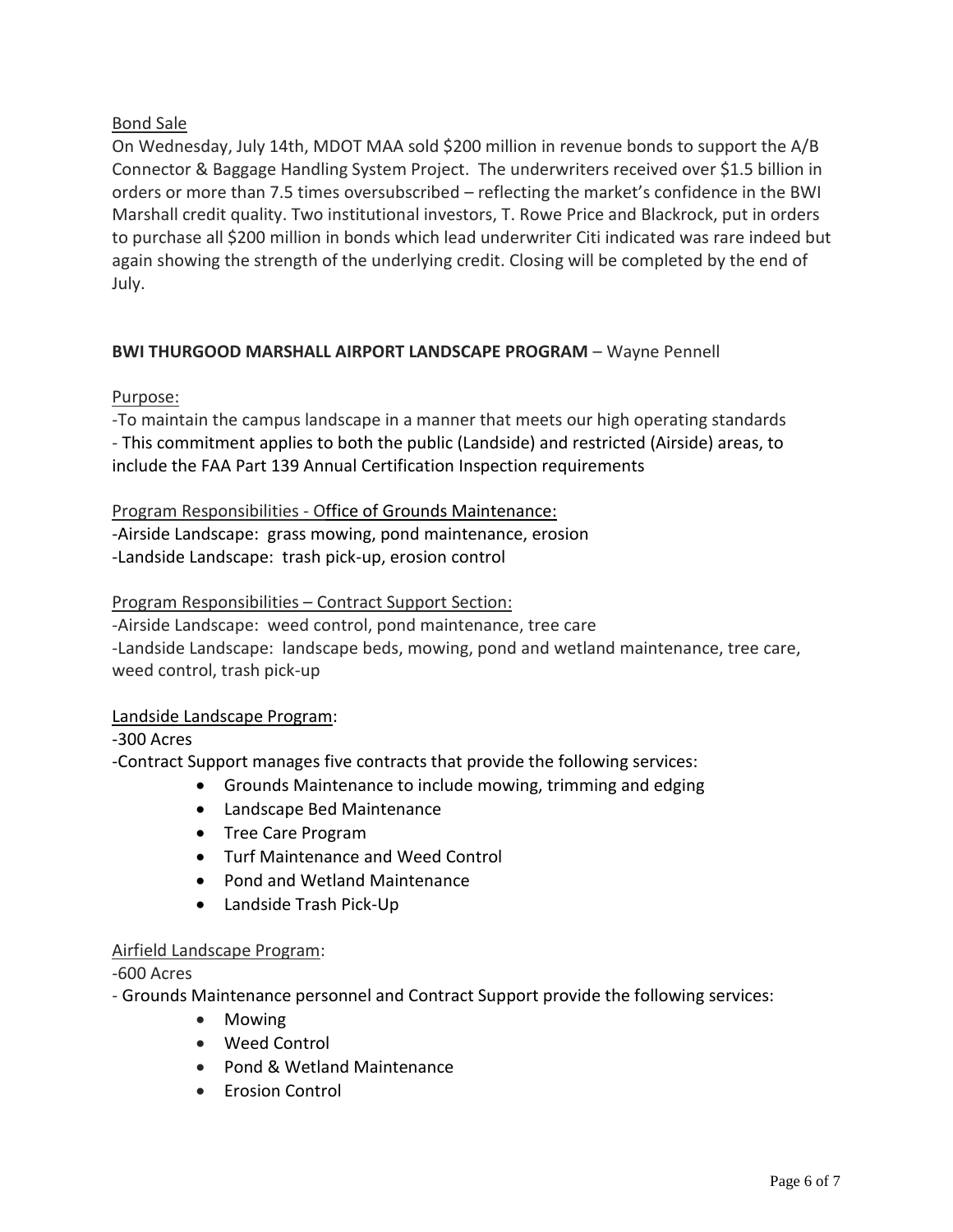Bond Sale

On Wednesday, July 14th, MDOT MAA sold $200 million in revenue bonds to support the A/B Connector & Baggage Handling System Project. The underwriters received over $1.5 billion in orders or more than 7.5 times oversubscribed – reflecting the market's confidence in the BWI Marshall credit quality. Two institutional investors, T. Rowe Price and Blackrock, put in orders to purchase all $200 million in bonds which lead underwriter Citi indicated was rare indeed but again showing the strength of the underlying credit. Closing will be completed by the end of July.

**BWI THURGOOD MARSHALL AIRPORT LANDSCAPE PROGRAM** – Wayne Pennell

Purpose:

-To maintain the campus landscape in a manner that meets our high operating standards
- This commitment applies to both the public (Landside) and restricted (Airside) areas, to include the FAA Part 139 Annual Certification Inspection requirements

Program Responsibilities - Office of Grounds Maintenance:

-Airside Landscape: grass mowing, pond maintenance, erosion
-Landside Landscape: trash pick-up, erosion control

Program Responsibilities – Contract Support Section:

-Airside Landscape: weed control, pond maintenance, tree care
-Landside Landscape: landscape beds, mowing, pond and wetland maintenance, tree care, weed control, trash pick-up

Landside Landscape Program:

-300 Acres
-Contract Support manages five contracts that provide the following services:

- Grounds Maintenance to include mowing, trimming and edging
- Landscape Bed Maintenance
- Tree Care Program
- Turf Maintenance and Weed Control
- Pond and Wetland Maintenance
- Landside Trash Pick-Up

Airfield Landscape Program:

-600 Acres
- Grounds Maintenance personnel and Contract Support provide the following services:

- Mowing
- Weed Control
- Pond & Wetland Maintenance
- Erosion Control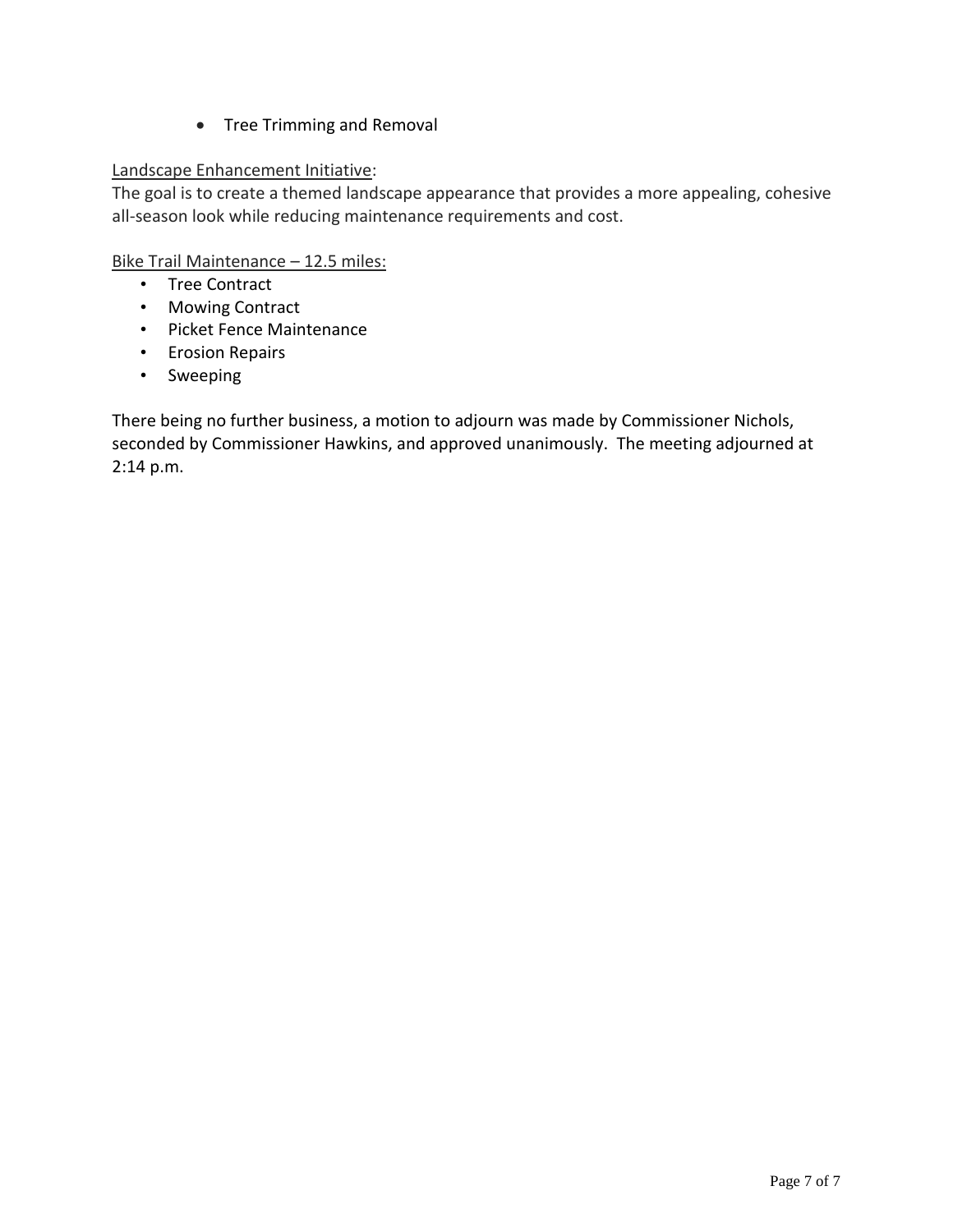- Tree Trimming and Removal

Landscape Enhancement Initiative:

The goal is to create a themed landscape appearance that provides a more appealing, cohesive all-season look while reducing maintenance requirements and cost.

Bike Trail Maintenance – 12.5 miles:

- Tree Contract
- Mowing Contract
- Picket Fence Maintenance
- Erosion Repairs
- Sweeping

There being no further business, a motion to adjourn was made by Commissioner Nichols, seconded by Commissioner Hawkins, and approved unanimously. The meeting adjourned at 2:14 p.m.